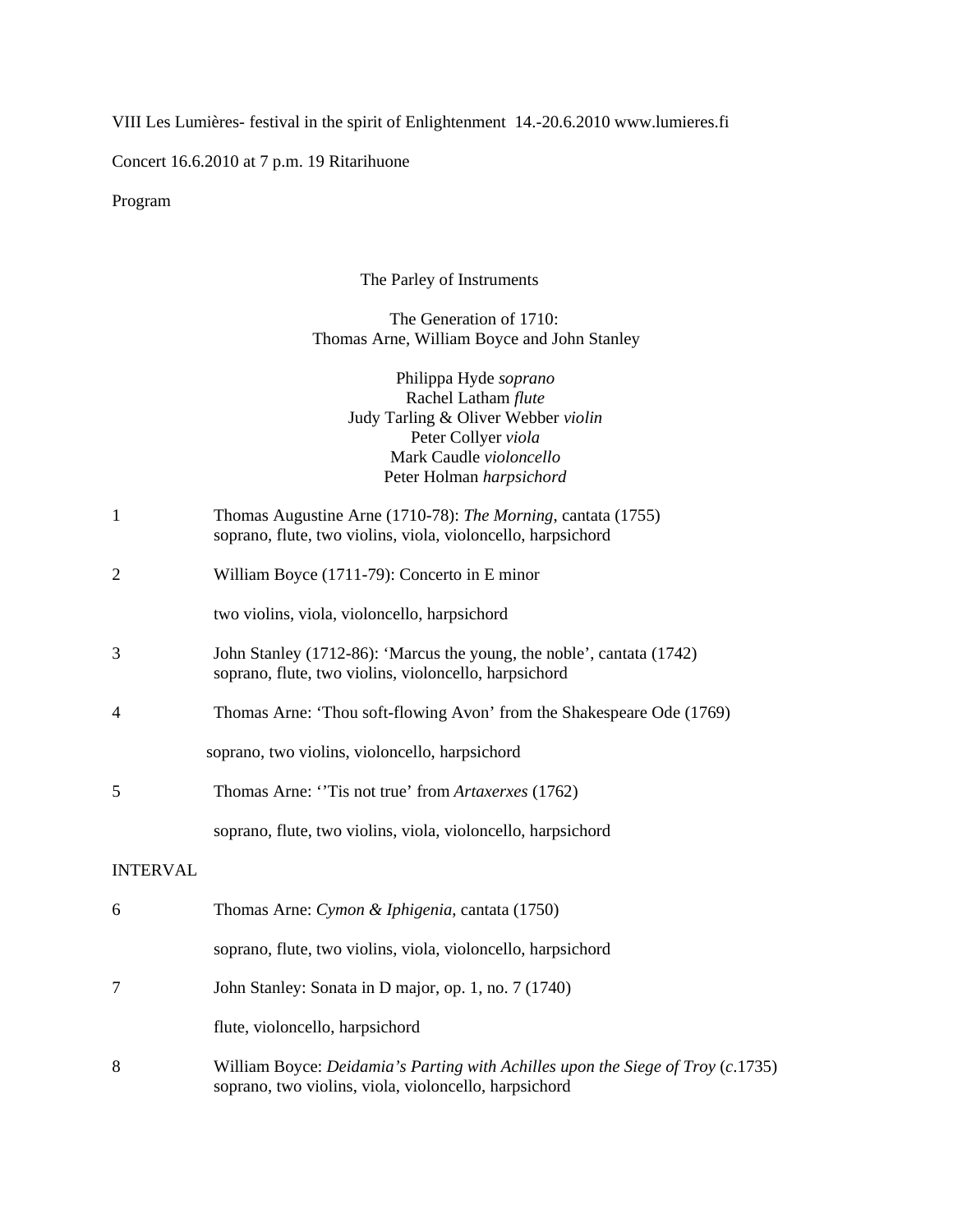VIII Les Lumières- festival in the spirit of Enlightenment 14.-20.6.2010 www.lumieres.fi

Concert 16.6.2010 at 7 p.m. 19 Ritarihuone

Program

The Parley of Instruments

The Generation of 1710:
Thomas Arne, William Boyce and John Stanley

Philippa Hyde *soprano*
Rachel Latham *flute*
Judy Tarling & Oliver Webber *violin*
Peter Collyer *viola*
Mark Caudle *violoncello*
Peter Holman *harpsichord*

1 Thomas Augustine Arne (1710-78): *The Morning*, cantata (1755)
soprano, flute, two violins, viola, violoncello, harpsichord

2 William Boyce (1711-79): Concerto in E minor

two violins, viola, violoncello, harpsichord

3 John Stanley (1712-86): 'Marcus the young, the noble', cantata (1742)
soprano, flute, two violins, violoncello, harpsichord

4 Thomas Arne: 'Thou soft-flowing Avon' from the Shakespeare Ode (1769)

soprano, two violins, violoncello, harpsichord

5 Thomas Arne: ''Tis not true' from *Artaxerxes* (1762)

soprano, flute, two violins, viola, violoncello, harpsichord

INTERVAL

6 Thomas Arne: *Cymon & Iphigenia*, cantata (1750)

soprano, flute, two violins, viola, violoncello, harpsichord

7 John Stanley: Sonata in D major, op. 1, no. 7 (1740)

flute, violoncello, harpsichord

8 William Boyce: *Deidamia's Parting with Achilles upon the Siege of Troy* (*c*.1735)
soprano, two violins, viola, violoncello, harpsichord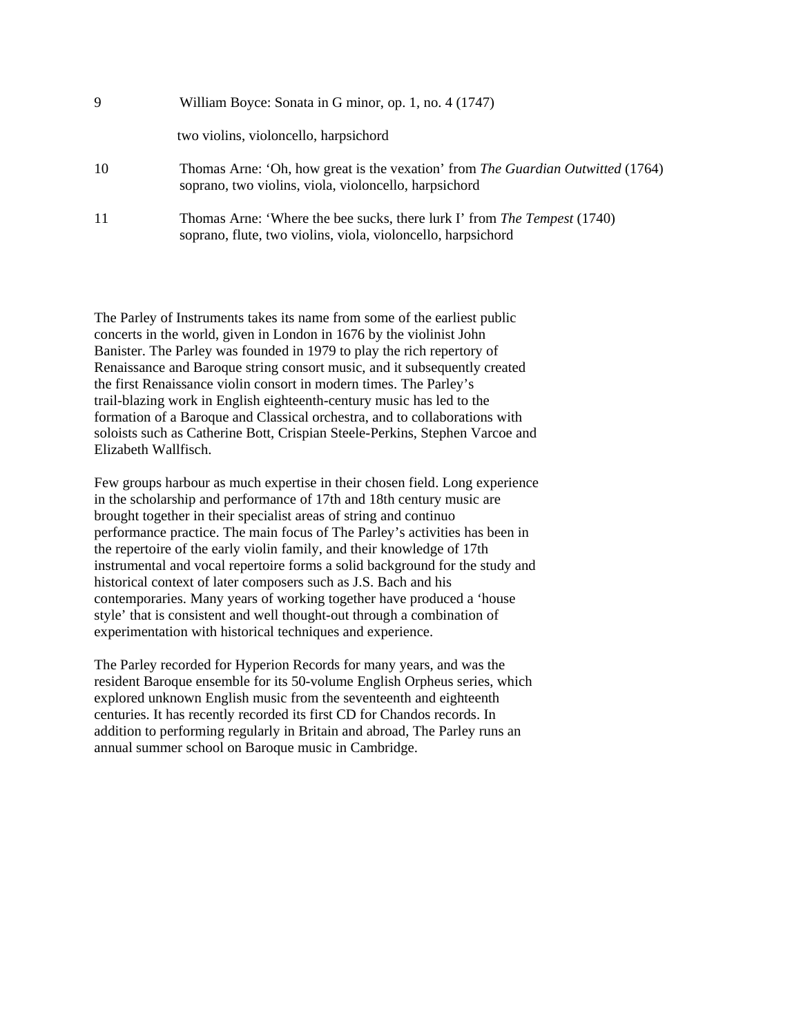9 William Boyce: Sonata in G minor, op. 1, no. 4 (1747)

two violins, violoncello, harpsichord

10 Thomas Arne: 'Oh, how great is the vexation' from *The Guardian Outwitted* (1764)
soprano, two violins, viola, violoncello, harpsichord

11 Thomas Arne: 'Where the bee sucks, there lurk I' from *The Tempest* (1740)
soprano, flute, two violins, viola, violoncello, harpsichord

The Parley of Instruments takes its name from some of the earliest public concerts in the world, given in London in 1676 by the violinist John Banister. The Parley was founded in 1979 to play the rich repertory of Renaissance and Baroque string consort music, and it subsequently created the first Renaissance violin consort in modern times. The Parley's trail-blazing work in English eighteenth-century music has led to the formation of a Baroque and Classical orchestra, and to collaborations with soloists such as Catherine Bott, Crispian Steele-Perkins, Stephen Varcoe and Elizabeth Wallfisch.

Few groups harbour as much expertise in their chosen field. Long experience in the scholarship and performance of 17th and 18th century music are brought together in their specialist areas of string and continuo performance practice. The main focus of The Parley's activities has been in the repertoire of the early violin family, and their knowledge of 17th instrumental and vocal repertoire forms a solid background for the study and historical context of later composers such as J.S. Bach and his contemporaries. Many years of working together have produced a 'house style' that is consistent and well thought-out through a combination of experimentation with historical techniques and experience.

The Parley recorded for Hyperion Records for many years, and was the resident Baroque ensemble for its 50-volume English Orpheus series, which explored unknown English music from the seventeenth and eighteenth centuries. It has recently recorded its first CD for Chandos records. In addition to performing regularly in Britain and abroad, The Parley runs an annual summer school on Baroque music in Cambridge.